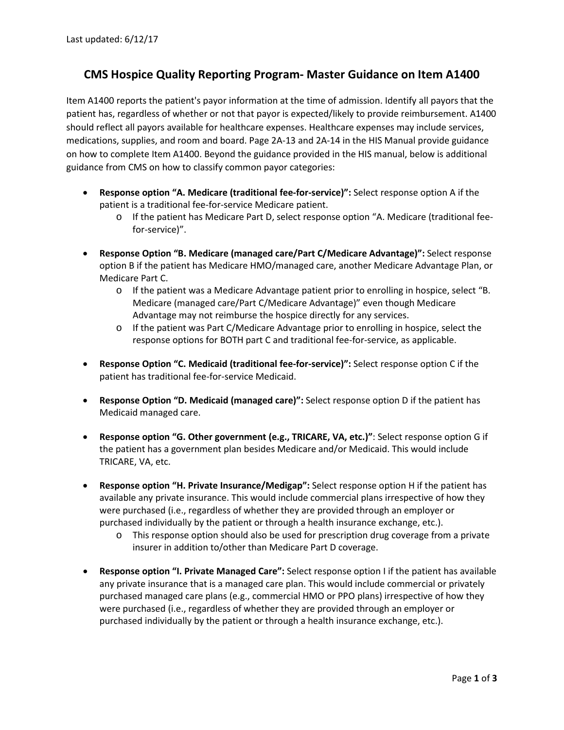Last updated: 6/12/17

# CMS Hospice Quality Reporting Program- Master Guidance on Item A1400

Item A1400 reports the patient's payor information at the time of admission. Identify all payors that the patient has, regardless of whether or not that payor is expected/likely to provide reimbursement. A1400 should reflect all payors available for healthcare expenses. Healthcare expenses may include services, medications, supplies, and room and board. Page 2A-13 and 2A-14 in the HIS Manual provide guidance on how to complete Item A1400. Beyond the guidance provided in the HIS manual, below is additional guidance from CMS on how to classify common payor categories:

- **Response option "A. Medicare (traditional fee-for-service)":** Select response option A if the patient is a traditional fee-for-service Medicare patient.
  - If the patient has Medicare Part D, select response option "A. Medicare (traditional fee-for-service)".
- **Response Option "B. Medicare (managed care/Part C/Medicare Advantage)":** Select response option B if the patient has Medicare HMO/managed care, another Medicare Advantage Plan, or Medicare Part C.
  - If the patient was a Medicare Advantage patient prior to enrolling in hospice, select "B. Medicare (managed care/Part C/Medicare Advantage)" even though Medicare Advantage may not reimburse the hospice directly for any services.
  - If the patient was Part C/Medicare Advantage prior to enrolling in hospice, select the response options for BOTH part C and traditional fee-for-service, as applicable.
- **Response Option "C. Medicaid (traditional fee-for-service)":** Select response option C if the patient has traditional fee-for-service Medicaid.
- **Response Option "D. Medicaid (managed care)":** Select response option D if the patient has Medicaid managed care.
- **Response option "G. Other government (e.g., TRICARE, VA, etc.)"**: Select response option G if the patient has a government plan besides Medicare and/or Medicaid. This would include TRICARE, VA, etc.
- **Response option "H. Private Insurance/Medigap":** Select response option H if the patient has available any private insurance. This would include commercial plans irrespective of how they were purchased (i.e., regardless of whether they are provided through an employer or purchased individually by the patient or through a health insurance exchange, etc.).
  - This response option should also be used for prescription drug coverage from a private insurer in addition to/other than Medicare Part D coverage.
- **Response option "I. Private Managed Care":** Select response option I if the patient has available any private insurance that is a managed care plan. This would include commercial or privately purchased managed care plans (e.g., commercial HMO or PPO plans) irrespective of how they were purchased (i.e., regardless of whether they are provided through an employer or purchased individually by the patient or through a health insurance exchange, etc.).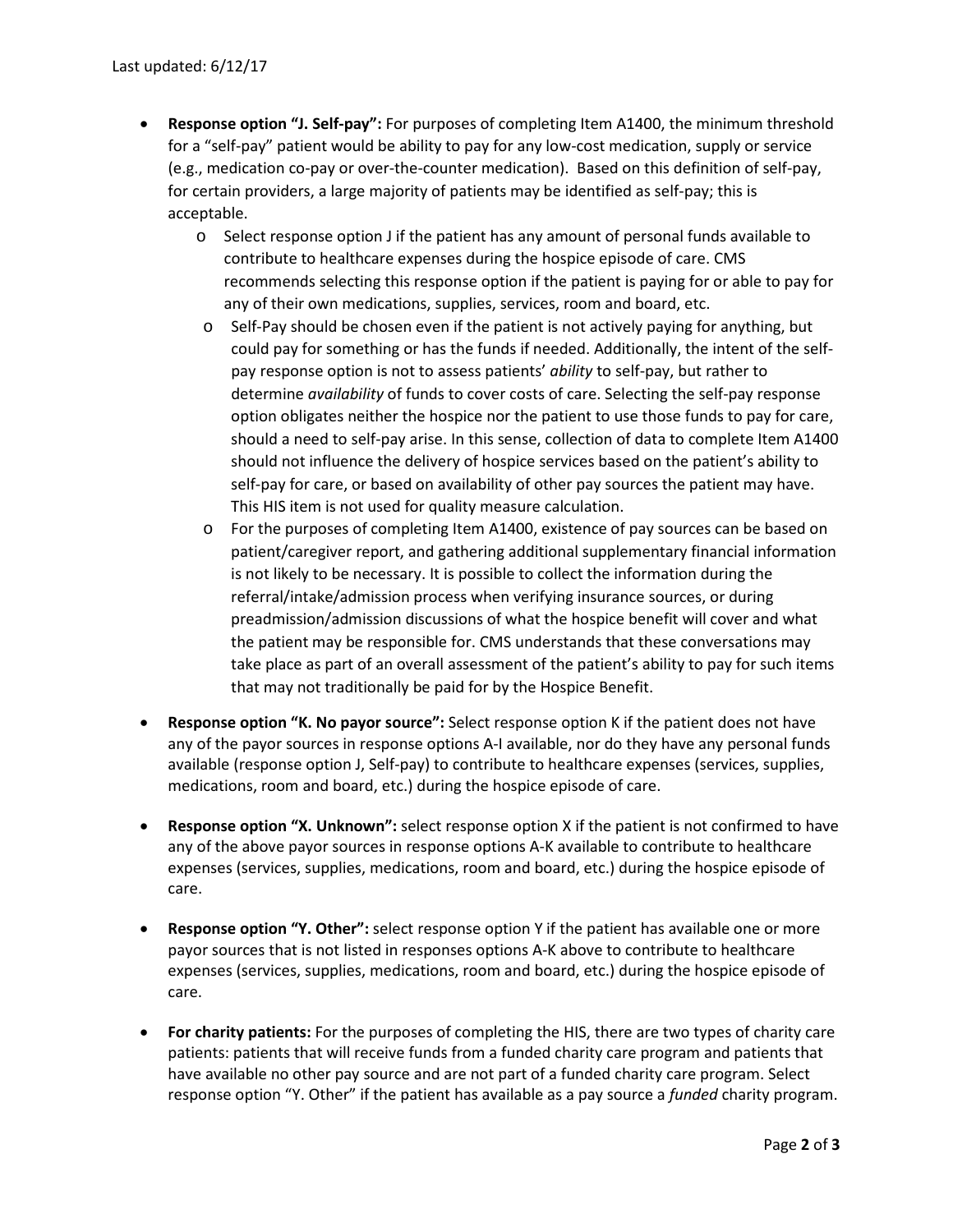- **Response option "J. Self-pay":** For purposes of completing Item A1400, the minimum threshold for a "self-pay" patient would be ability to pay for any low-cost medication, supply or service (e.g., medication co-pay or over-the-counter medication). Based on this definition of self-pay, for certain providers, a large majority of patients may be identified as self-pay; this is acceptable.
  - Select response option J if the patient has any amount of personal funds available to contribute to healthcare expenses during the hospice episode of care. CMS recommends selecting this response option if the patient is paying for or able to pay for any of their own medications, supplies, services, room and board, etc.
  - Self-Pay should be chosen even if the patient is not actively paying for anything, but could pay for something or has the funds if needed. Additionally, the intent of the self-pay response option is not to assess patients' *ability* to self-pay, but rather to determine *availability* of funds to cover costs of care. Selecting the self-pay response option obligates neither the hospice nor the patient to use those funds to pay for care, should a need to self-pay arise. In this sense, collection of data to complete Item A1400 should not influence the delivery of hospice services based on the patient's ability to self-pay for care, or based on availability of other pay sources the patient may have. This HIS item is not used for quality measure calculation.
  - For the purposes of completing Item A1400, existence of pay sources can be based on patient/caregiver report, and gathering additional supplementary financial information is not likely to be necessary. It is possible to collect the information during the referral/intake/admission process when verifying insurance sources, or during preadmission/admission discussions of what the hospice benefit will cover and what the patient may be responsible for. CMS understands that these conversations may take place as part of an overall assessment of the patient's ability to pay for such items that may not traditionally be paid for by the Hospice Benefit.
- **Response option "K. No payor source":** Select response option K if the patient does not have any of the payor sources in response options A-I available, nor do they have any personal funds available (response option J, Self-pay) to contribute to healthcare expenses (services, supplies, medications, room and board, etc.) during the hospice episode of care.
- **Response option "X. Unknown":** select response option X if the patient is not confirmed to have any of the above payor sources in response options A-K available to contribute to healthcare expenses (services, supplies, medications, room and board, etc.) during the hospice episode of care.
- **Response option "Y. Other":** select response option Y if the patient has available one or more payor sources that is not listed in responses options A-K above to contribute to healthcare expenses (services, supplies, medications, room and board, etc.) during the hospice episode of care.
- **For charity patients:** For the purposes of completing the HIS, there are two types of charity care patients: patients that will receive funds from a funded charity care program and patients that have available no other pay source and are not part of a funded charity care program. Select response option "Y. Other" if the patient has available as a pay source a *funded* charity program.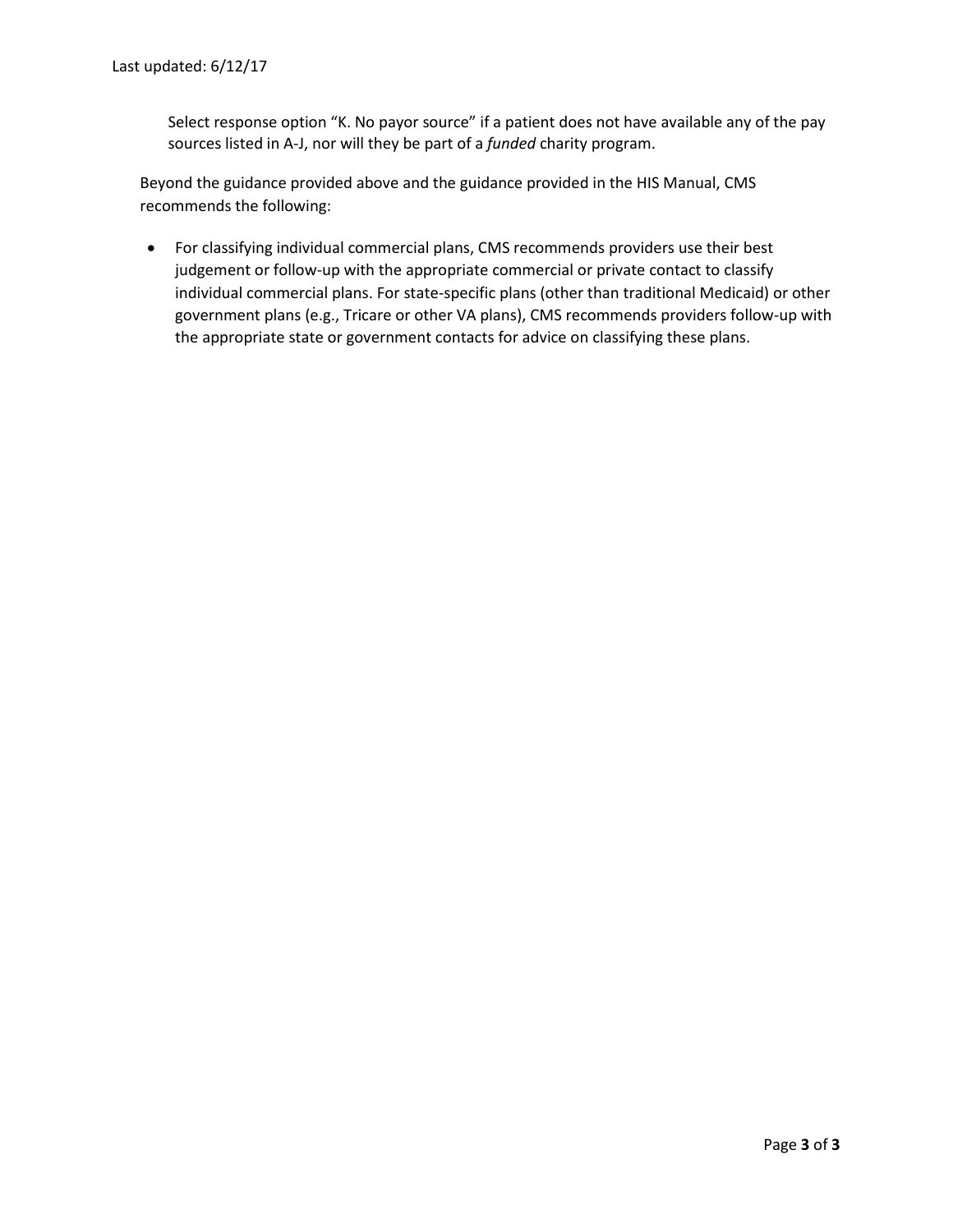Select response option "K. No payor source" if a patient does not have available any of the pay sources listed in A-J, nor will they be part of a *funded* charity program.

Beyond the guidance provided above and the guidance provided in the HIS Manual, CMS recommends the following:

- For classifying individual commercial plans, CMS recommends providers use their best judgement or follow-up with the appropriate commercial or private contact to classify individual commercial plans. For state-specific plans (other than traditional Medicaid) or other government plans (e.g., Tricare or other VA plans), CMS recommends providers follow-up with the appropriate state or government contacts for advice on classifying these plans.